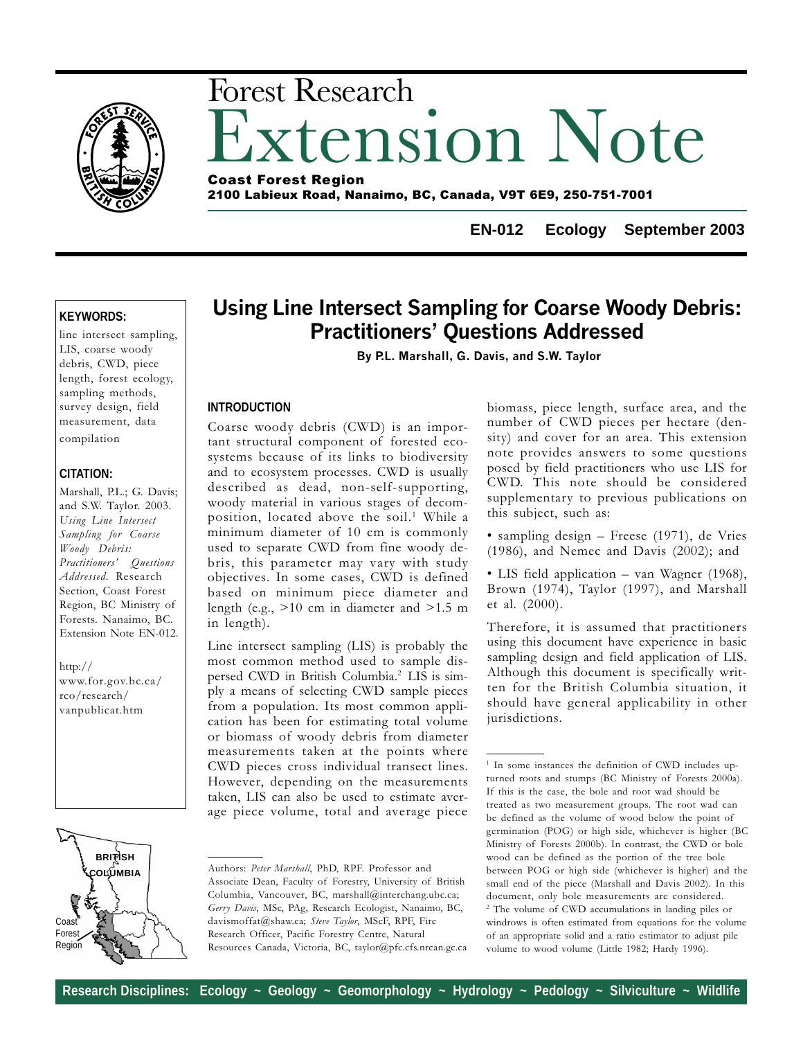# Forest Research Extension Note

**Coast Forest Region**
**2100 Labieux Road, Nanaimo, BC, Canada, V9T 6E9, 250-751-7001**

**EN-012 Ecology September 2003**

**KEYWORDS:**

line intersect sampling, LIS, coarse woody debris, CWD, piece length, forest ecology, sampling methods, survey design, field measurement, data compilation

**CITATION:**

Marshall, P.L.; G. Davis; and S.W. Taylor. 2003. *Using Line Intersect Sampling for Coarse Woody Debris: Practitioners' Questions Addressed.* Research Section, Coast Forest Region, BC Ministry of Forests. Nanaimo, BC. Extension Note EN-012.

http://www.for.gov.bc.ca/rco/research/vanpublicat.htm

# Using Line Intersect Sampling for Coarse Woody Debris: Practitioners' Questions Addressed

**By P.L. Marshall, G. Davis, and S.W. Taylor**

## INTRODUCTION

Coarse woody debris (CWD) is an important structural component of forested ecosystems because of its links to biodiversity and to ecosystem processes. CWD is usually described as dead, non-self-supporting, woody material in various stages of decomposition, located above the soil.[1] While a minimum diameter of 10 cm is commonly used to separate CWD from fine woody debris, this parameter may vary with study objectives. In some cases, CWD is defined based on minimum piece diameter and length (e.g., >10 cm in diameter and >1.5 m in length).

Line intersect sampling (LIS) is probably the most common method used to sample dispersed CWD in British Columbia.[2] LIS is simply a means of selecting CWD sample pieces from a population. Its most common application has been for estimating total volume or biomass of woody debris from diameter measurements taken at the points where CWD pieces cross individual transect lines. However, depending on the measurements taken, LIS can also be used to estimate average piece volume, total and average piece biomass, piece length, surface area, and the number of CWD pieces per hectare (density) and cover for an area. This extension note provides answers to some questions posed by field practitioners who use LIS for CWD. This note should be considered supplementary to previous publications on this subject, such as:

- sampling design – Freese (1971), de Vries (1986), and Nemec and Davis (2002); and
- LIS field application – van Wagner (1968), Brown (1974), Taylor (1997), and Marshall et al. (2000).

Therefore, it is assumed that practitioners using this document have experience in basic sampling design and field application of LIS. Although this document is specifically written for the British Columbia situation, it should have general applicability in other jurisdictions.

Authors: *Peter Marshall*, PhD, RPF. Professor and Associate Dean, Faculty of Forestry, University of British Columbia, Vancouver, BC, marshall@interchang.ubc.ca; *Gerry Davis*, MSc, PAg, Research Ecologist, Nanaimo, BC, davismoffat@shaw.ca; *Steve Taylor*, MScF, RPF, Fire Research Officer, Pacific Forestry Centre, Natural Resources Canada, Victoria, BC, taylor@pfc.cfs.nrcan.gc.ca

[1] In some instances the definition of CWD includes upturned roots and stumps (BC Ministry of Forests 2000a). If this is the case, the bole and root wad should be treated as two measurement groups. The root wad can be defined as the volume of wood below the point of germination (POG) or high side, whichever is higher (BC Ministry of Forests 2000b). In contrast, the CWD or bole wood can be defined as the portion of the tree bole between POG or high side (whichever is higher) and the small end of the piece (Marshall and Davis 2002). In this document, only bole measurements are considered.

[2] The volume of CWD accumulations in landing piles or windrows is often estimated from equations for the volume of an appropriate solid and a ratio estimator to adjust pile volume to wood volume (Little 1982; Hardy 1996).

**Research Disciplines: Ecology ~ Geology ~ Geomorphology ~ Hydrology ~ Pedology ~ Silviculture ~ Wildlife**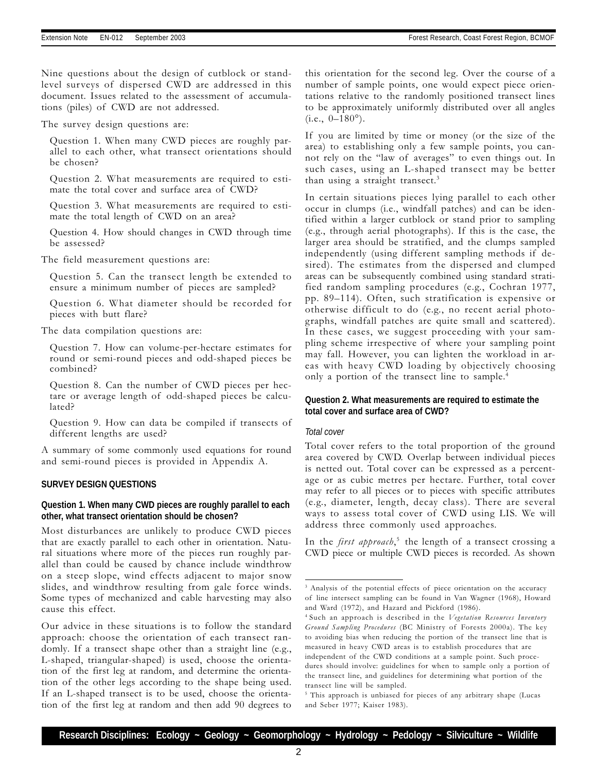Nine questions about the design of cutblock or stand-level surveys of dispersed CWD are addressed in this document. Issues related to the assessment of accumulations (piles) of CWD are not addressed.

The survey design questions are:

Question 1. When many CWD pieces are roughly parallel to each other, what transect orientations should be chosen?

Question 2. What measurements are required to estimate the total cover and surface area of CWD?

Question 3. What measurements are required to estimate the total length of CWD on an area?

Question 4. How should changes in CWD through time be assessed?

The field measurement questions are:

Question 5. Can the transect length be extended to ensure a minimum number of pieces are sampled?

Question 6. What diameter should be recorded for pieces with butt flare?

The data compilation questions are:

Question 7. How can volume-per-hectare estimates for round or semi-round pieces and odd-shaped pieces be combined?

Question 8. Can the number of CWD pieces per hectare or average length of odd-shaped pieces be calculated?

Question 9. How can data be compiled if transects of different lengths are used?

A summary of some commonly used equations for round and semi-round pieces is provided in Appendix A.

## SURVEY DESIGN QUESTIONS

### Question 1. When many CWD pieces are roughly parallel to each other, what transect orientation should be chosen?

Most disturbances are unlikely to produce CWD pieces that are exactly parallel to each other in orientation. Natural situations where more of the pieces run roughly parallel than could be caused by chance include windthrow on a steep slope, wind effects adjacent to major snow slides, and windthrow resulting from gale force winds. Some types of mechanized and cable harvesting may also cause this effect.

Our advice in these situations is to follow the standard approach: choose the orientation of each transect randomly. If a transect shape other than a straight line (e.g., L-shaped, triangular-shaped) is used, choose the orientation of the first leg at random, and determine the orientation of the other legs according to the shape being used. If an L-shaped transect is to be used, choose the orientation of the first leg at random and then add 90 degrees to this orientation for the second leg. Over the course of a number of sample points, one would expect piece orientations relative to the randomly positioned transect lines to be approximately uniformly distributed over all angles (i.e., 0–180°).

If you are limited by time or money (or the size of the area) to establishing only a few sample points, you cannot rely on the "law of averages" to even things out. In such cases, using an L-shaped transect may be better than using a straight transect.[3]

In certain situations pieces lying parallel to each other occur in clumps (i.e., windfall patches) and can be identified within a larger cutblock or stand prior to sampling (e.g., through aerial photographs). If this is the case, the larger area should be stratified, and the clumps sampled independently (using different sampling methods if desired). The estimates from the dispersed and clumped areas can be subsequently combined using standard stratified random sampling procedures (e.g., Cochran 1977, pp. 89–114). Often, such stratification is expensive or otherwise difficult to do (e.g., no recent aerial photographs, windfall patches are quite small and scattered). In these cases, we suggest proceeding with your sampling scheme irrespective of where your sampling point may fall. However, you can lighten the workload in areas with heavy CWD loading by objectively choosing only a portion of the transect line to sample.[4]

### Question 2. What measurements are required to estimate the total cover and surface area of CWD?

*Total cover*

Total cover refers to the total proportion of the ground area covered by CWD. Overlap between individual pieces is netted out. Total cover can be expressed as a percentage or as cubic metres per hectare. Further, total cover may refer to all pieces or to pieces with specific attributes (e.g., diameter, length, decay class). There are several ways to assess total cover of CWD using LIS. We will address three commonly used approaches.

In the *first approach*,[5] the length of a transect crossing a CWD piece or multiple CWD pieces is recorded. As shown

---

[3] Analysis of the potential effects of piece orientation on the accuracy of line intersect sampling can be found in Van Wagner (1968), Howard and Ward (1972), and Hazard and Pickford (1986).

[4] Such an approach is described in the *Vegetation Resources Inventory Ground Sampling Procedures* (BC Ministry of Forests 2000a). The key to avoiding bias when reducing the portion of the transect line that is measured in heavy CWD areas is to establish procedures that are independent of the CWD conditions at a sample point. Such procedures should involve: guidelines for when to sample only a portion of the transect line, and guidelines for determining what portion of the transect line will be sampled.

[5] This approach is unbiased for pieces of any arbitrary shape (Lucas and Seber 1977; Kaiser 1983).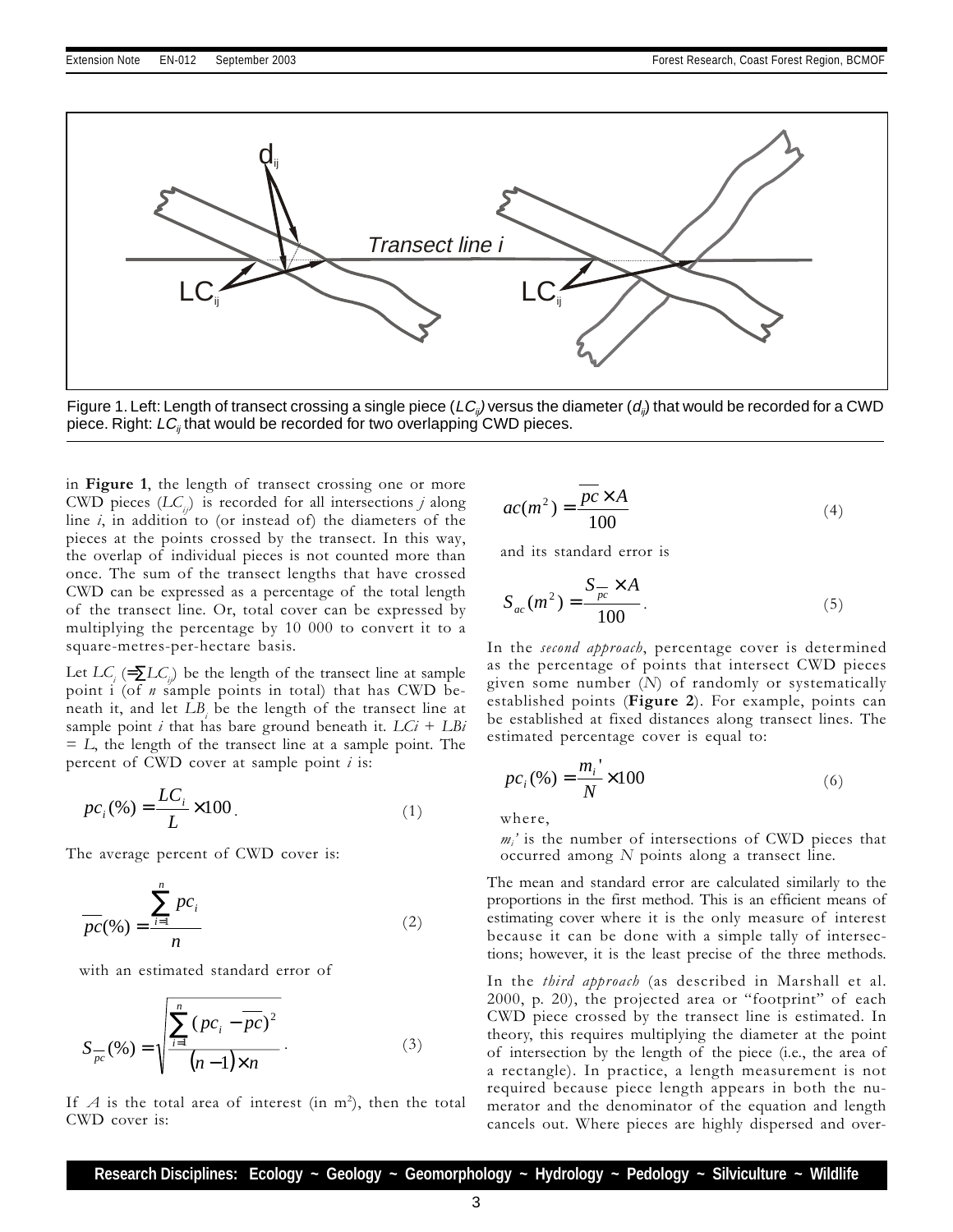Figure 1. Left: Length of transect crossing a single piece ($LC_{ij}$) versus the diameter ($d_{ij}$) that would be recorded for a CWD piece. Right: $LC_{ij}$ that would be recorded for two overlapping CWD pieces.

in **Figure 1**, the length of transect crossing one or more CWD pieces ($LC_{ij}$) is recorded for all intersections $j$ along line $i$, in addition to (or instead of) the diameters of the pieces at the points crossed by the transect. In this way, the overlap of individual pieces is not counted more than once. The sum of the transect lengths that have crossed CWD can be expressed as a percentage of the total length of the transect line. Or, total cover can be expressed by multiplying the percentage by 10 000 to convert it to a square-metres-per-hectare basis.

Let $LC_i$ ($= \sum LC_{ij}$) be the length of the transect line at sample point i (of $n$ sample points in total) that has CWD beneath it, and let $LB_i$ be the length of the transect line at sample point $i$ that has bare ground beneath it. $LCi + LBi = L$, the length of the transect line at a sample point. The percent of CWD cover at sample point $i$ is:

$$pc_i(\%) = \frac{LC_i}{L} \times 100 \tag{1}$$

The average percent of CWD cover is:

$$\overline{pc}(\%) = \frac{\sum_{i=1}^{n} pc_i}{n} \tag{2}$$

with an estimated standard error of

$$S_{\overline{pc}}(\%) = \sqrt{\frac{\sum_{i=1}^{n} (pc_i - \overline{pc})^2}{(n-1) \times n}} \tag{3}$$

If $A$ is the total area of interest (in m²), then the total CWD cover is:

$$ac(m^2) = \frac{\overline{pc} \times A}{100} \tag{4}$$

and its standard error is

$$S_{ac}(m^2) = \frac{S_{\overline{pc}} \times A}{100} \tag{5}$$

In the *second approach*, percentage cover is determined as the percentage of points that intersect CWD pieces given some number ($N$) of randomly or systematically established points (**Figure 2**). For example, points can be established at fixed distances along transect lines. The estimated percentage cover is equal to:

$$pc_i(\%) = \frac{m_i'}{N} \times 100 \tag{6}$$

where,

$m_i'$ is the number of intersections of CWD pieces that occurred among $N$ points along a transect line.

The mean and standard error are calculated similarly to the proportions in the first method. This is an efficient means of estimating cover where it is the only measure of interest because it can be done with a simple tally of intersections; however, it is the least precise of the three methods.

In the *third approach* (as described in Marshall et al. 2000, p. 20), the projected area or "footprint" of each CWD piece crossed by the transect line is estimated. In theory, this requires multiplying the diameter at the point of intersection by the length of the piece (i.e., the area of a rectangle). In practice, a length measurement is not required because piece length appears in both the numerator and the denominator of the equation and length cancels out. Where pieces are highly dispersed and over-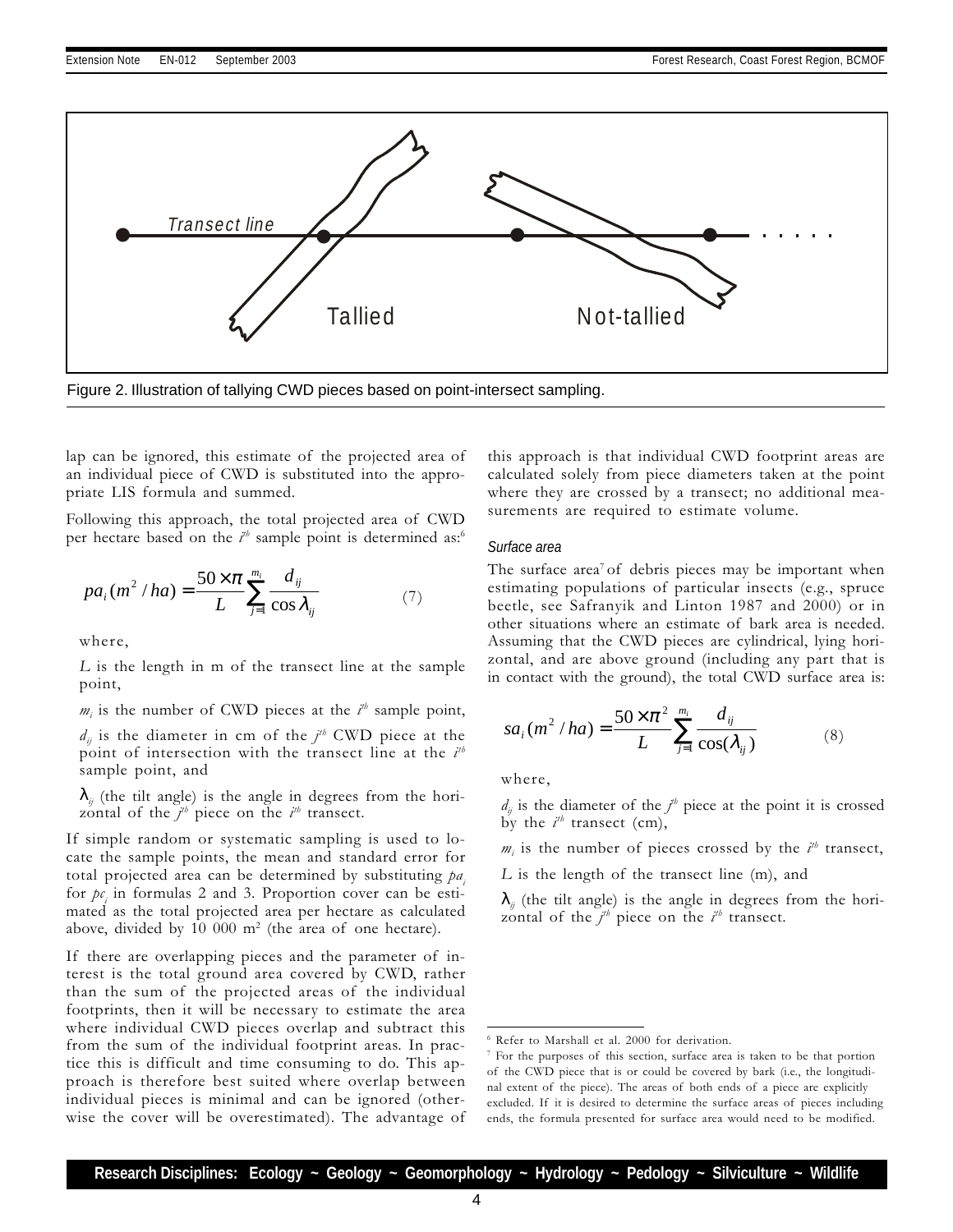Figure 2. Illustration of tallying CWD pieces based on point-intersect sampling.

lap can be ignored, this estimate of the projected area of an individual piece of CWD is substituted into the appropriate LIS formula and summed.

Following this approach, the total projected area of CWD per hectare based on the $i^{th}$ sample point is determined as:[6]

$$pa_i(m^2/ha) = \frac{50 \times \pi}{L} \sum_{j=1}^{m_i} \frac{d_{ij}}{\cos \lambda_{ij}} \qquad (7)$$

where,

$L$ is the length in m of the transect line at the sample point,

$m_i$ is the number of CWD pieces at the $i^{th}$ sample point,

$d_{ij}$ is the diameter in cm of the $j^{th}$ CWD piece at the point of intersection with the transect line at the $i^{th}$ sample point, and

$\lambda_{ij}$ (the tilt angle) is the angle in degrees from the horizontal of the $j^{th}$ piece on the $i^{th}$ transect.

If simple random or systematic sampling is used to locate the sample points, the mean and standard error for total projected area can be determined by substituting $pa_i$ for $pc_i$ in formulas 2 and 3. Proportion cover can be estimated as the total projected area per hectare as calculated above, divided by 10 000 m$^2$ (the area of one hectare).

If there are overlapping pieces and the parameter of interest is the total ground area covered by CWD, rather than the sum of the projected areas of the individual footprints, then it will be necessary to estimate the area where individual CWD pieces overlap and subtract this from the sum of the individual footprint areas. In practice this is difficult and time consuming to do. This approach is therefore best suited where overlap between individual pieces is minimal and can be ignored (otherwise the cover will be overestimated). The advantage of this approach is that individual CWD footprint areas are calculated solely from piece diameters taken at the point where they are crossed by a transect; no additional measurements are required to estimate volume.

### *Surface area*

The surface area[7] of debris pieces may be important when estimating populations of particular insects (e.g., spruce beetle, see Safranyik and Linton 1987 and 2000) or in other situations where an estimate of bark area is needed. Assuming that the CWD pieces are cylindrical, lying horizontal, and are above ground (including any part that is in contact with the ground), the total CWD surface area is:

$$sa_i(m^2/ha) = \frac{50 \times \pi^2}{L} \sum_{j=1}^{m_i} \frac{d_{ij}}{\cos(\lambda_{ij})} \qquad (8)$$

where,

$d_{ij}$ is the diameter of the $j^{th}$ piece at the point it is crossed by the $i^{th}$ transect (cm),

$m_i$ is the number of pieces crossed by the $i^{th}$ transect,

$L$ is the length of the transect line (m), and

$\lambda_{ij}$ (the tilt angle) is the angle in degrees from the horizontal of the $j^{th}$ piece on the $i^{th}$ transect.

---

[6] Refer to Marshall et al. 2000 for derivation.

[7] For the purposes of this section, surface area is taken to be that portion of the CWD piece that is or could be covered by bark (i.e., the longitudinal extent of the piece). The areas of both ends of a piece are explicitly excluded. If it is desired to determine the surface areas of pieces including ends, the formula presented for surface area would need to be modified.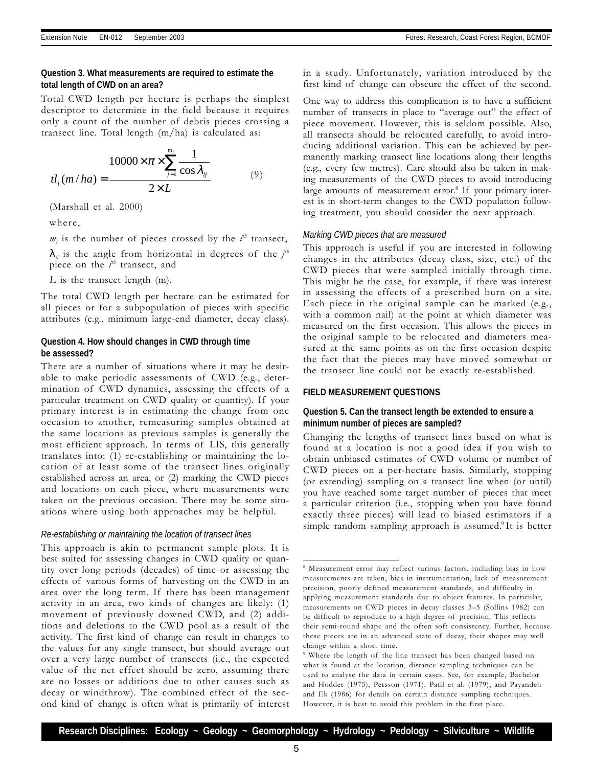**Question 3. What measurements are required to estimate the total length of CWD on an area?**

Total CWD length per hectare is perhaps the simplest descriptor to determine in the field because it requires only a count of the number of debris pieces crossing a transect line. Total length (m/ha) is calculated as:

$$tl_i(m/ha) = \frac{10000 \times \pi \times \sum_{j=1}^{m_i} \frac{1}{\cos \lambda_{ij}}}{2 \times L} \qquad (9)$$

(Marshall et al. 2000)

where,

$m_i$ is the number of pieces crossed by the $i^{th}$ transect,

$\lambda_{ij}$ is the angle from horizontal in degrees of the $j^{th}$ piece on the $i^{th}$ transect, and

$L$ is the transect length (m).

The total CWD length per hectare can be estimated for all pieces or for a subpopulation of pieces with specific attributes (e.g., minimum large-end diameter, decay class).

**Question 4. How should changes in CWD through time be assessed?**

There are a number of situations where it may be desirable to make periodic assessments of CWD (e.g., determination of CWD dynamics, assessing the effects of a particular treatment on CWD quality or quantity). If your primary interest is in estimating the change from one occasion to another, remeasuring samples obtained at the same locations as previous samples is generally the most efficient approach. In terms of LIS, this generally translates into: (1) re-establishing or maintaining the location of at least some of the transect lines originally established across an area, or (2) marking the CWD pieces and locations on each piece, where measurements were taken on the previous occasion. There may be some situations where using both approaches may be helpful.

*Re-establishing or maintaining the location of transect lines*

This approach is akin to permanent sample plots. It is best suited for assessing changes in CWD quality or quantity over long periods (decades) of time or assessing the effects of various forms of harvesting on the CWD in an area over the long term. If there has been management activity in an area, two kinds of changes are likely: (1) movement of previously downed CWD, and (2) additions and deletions to the CWD pool as a result of the activity. The first kind of change can result in changes to the values for any single transect, but should average out over a very large number of transects (i.e., the expected value of the net effect should be zero, assuming there are no losses or additions due to other causes such as decay or windthrow). The combined effect of the second kind of change is often what is primarily of interest in a study. Unfortunately, variation introduced by the first kind of change can obscure the effect of the second.

One way to address this complication is to have a sufficient number of transects in place to "average out" the effect of piece movement. However, this is seldom possible. Also, all transects should be relocated carefully, to avoid introducing additional variation. This can be achieved by permanently marking transect line locations along their lengths (e.g., every few metres). Care should also be taken in making measurements of the CWD pieces to avoid introducing large amounts of measurement error.[8] If your primary interest is in short-term changes to the CWD population following treatment, you should consider the next approach.

*Marking CWD pieces that are measured*

This approach is useful if you are interested in following changes in the attributes (decay class, size, etc.) of the CWD pieces that were sampled initially through time. This might be the case, for example, if there was interest in assessing the effects of a prescribed burn on a site. Each piece in the original sample can be marked (e.g., with a common nail) at the point at which diameter was measured on the first occasion. This allows the pieces in the original sample to be relocated and diameters measured at the same points as on the first occasion despite the fact that the pieces may have moved somewhat or the transect line could not be exactly re-established.

## FIELD MEASUREMENT QUESTIONS

**Question 5. Can the transect length be extended to ensure a minimum number of pieces are sampled?**

Changing the lengths of transect lines based on what is found at a location is not a good idea if you wish to obtain unbiased estimates of CWD volume or number of CWD pieces on a per-hectare basis. Similarly, stopping (or extending) sampling on a transect line when (or until) you have reached some target number of pieces that meet a particular criterion (i.e., stopping when you have found exactly three pieces) will lead to biased estimators if a simple random sampling approach is assumed.[9] It is better

---

[8] Measurement error may reflect various factors, including bias in how measurements are taken, bias in instrumentation, lack of measurement precision, poorly defined measurement standards, and difficulty in applying measurement standards due to object features. In particular, measurements on CWD pieces in decay classes 3–5 (Sollins 1982) can be difficult to reproduce to a high degree of precision. This reflects their semi-round shape and the often soft consistency. Further, because these pieces are in an advanced state of decay, their shapes may well change within a short time.

[9] Where the length of the line transect has been changed based on what is found at the location, distance sampling techniques can be used to analyse the data in certain cases. See, for example, Bachelor and Hodder (1975), Persson (1971), Patil et al. (1979), and Payandeh and Ek (1986) for details on certain distance sampling techniques. However, it is best to avoid this problem in the first place.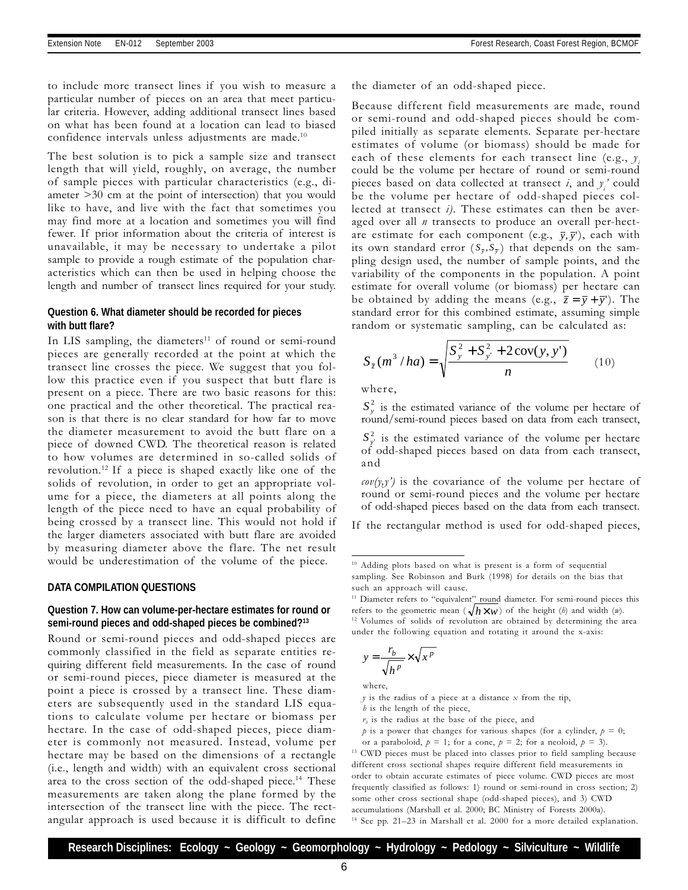to include more transect lines if you wish to measure a particular number of pieces on an area that meet particular criteria. However, adding additional transect lines based on what has been found at a location can lead to biased confidence intervals unless adjustments are made.[10]

The best solution is to pick a sample size and transect length that will yield, roughly, on average, the number of sample pieces with particular characteristics (e.g., diameter >30 cm at the point of intersection) that you would like to have, and live with the fact that sometimes you may find more at a location and sometimes you will find fewer. If prior information about the criteria of interest is unavailable, it may be necessary to undertake a pilot sample to provide a rough estimate of the population characteristics which can then be used in helping choose the length and number of transect lines required for your study.

**Question 6. What diameter should be recorded for pieces with butt flare?**

In LIS sampling, the diameters[11] of round or semi-round pieces are generally recorded at the point at which the transect line crosses the piece. We suggest that you follow this practice even if you suspect that butt flare is present on a piece. There are two basic reasons for this: one practical and the other theoretical. The practical reason is that there is no clear standard for how far to move the diameter measurement to avoid the butt flare on a piece of downed CWD. The theoretical reason is related to how volumes are determined in so-called solids of revolution.[12] If a piece is shaped exactly like one of the solids of revolution, in order to get an appropriate volume for a piece, the diameters at all points along the length of the piece need to have an equal probability of being crossed by a transect line. This would not hold if the larger diameters associated with butt flare are avoided by measuring diameter above the flare. The net result would be underestimation of the volume of the piece.

## DATA COMPILATION QUESTIONS

**Question 7. How can volume-per-hectare estimates for round or semi-round pieces and odd-shaped pieces be combined?[13]**

Round or semi-round pieces and odd-shaped pieces are commonly classified in the field as separate entities requiring different field measurements. In the case of round or semi-round pieces, piece diameter is measured at the point a piece is crossed by a transect line. These diameters are subsequently used in the standard LIS equations to calculate volume per hectare or biomass per hectare. In the case of odd-shaped pieces, piece diameter is commonly not measured. Instead, volume per hectare may be based on the dimensions of a rectangle (i.e., length and width) with an equivalent cross sectional area to the cross section of the odd-shaped piece.[14] These measurements are taken along the plane formed by the intersection of the transect line with the piece. The rectangular approach is used because it is difficult to define the diameter of an odd-shaped piece.

Because different field measurements are made, round or semi-round and odd-shaped pieces should be compiled initially as separate elements. Separate per-hectare estimates of volume (or biomass) should be made for each of these elements for each transect line (e.g., $y_i$ could be the volume per hectare of round or semi-round pieces based on data collected at transect *i*, and $y_i'$ could be the volume per hectare of odd-shaped pieces collected at transect *i)*. These estimates can then be averaged over all *n* transects to produce an overall per-hectare estimate for each component (e.g., $\bar{y}, \bar{y}'$), each with its own standard error ($S_{\bar{y}}, S_{\bar{y}'}$) that depends on the sampling design used, the number of sample points, and the variability of the components in the population. A point estimate for overall volume (or biomass) per hectare can be obtained by adding the means (e.g., $\bar{z} = \bar{y} + \bar{y}'$). The standard error for this combined estimate, assuming simple random or systematic sampling, can be calculated as:

$$S_{\bar{z}}(m^3/ha) = \sqrt{\frac{S_y^2 + S_{y'}^2 + 2\operatorname{cov}(y, y')}{n}} \qquad (10)$$

where,

$S_y^2$ is the estimated variance of the volume per hectare of round/semi-round pieces based on data from each transect,

$S_{y'}^2$ is the estimated variance of the volume per hectare of odd-shaped pieces based on data from each transect, and

*cov(y,y')* is the covariance of the volume per hectare of round or semi-round pieces and the volume per hectare of odd-shaped pieces based on the data from each transect.

If the rectangular method is used for odd-shaped pieces,

---

[10] Adding plots based on what is present is a form of sequential sampling. See Robinson and Burk (1998) for details on the bias that such an approach will cause.

[11] Diameter refers to "equivalent" round diameter. For semi-round pieces this refers to the geometric mean ($\sqrt{h \times w}$) of the height (*h*) and width (*w*).

[12] Volumes of solids of revolution are obtained by determining the area under the following equation and rotating it around the x-axis:

$$y = \frac{r_b}{\sqrt{h^p}} \times \sqrt{x^p}$$

where,

$y$ is the radius of a piece at a distance $x$ from the tip,

$h$ is the length of the piece,

$r_b$ is the radius at the base of the piece, and

$p$ is a power that changes for various shapes (for a cylinder, $p = 0$; or a paraboloid, $p = 1$; for a cone, $p = 2$; for a neoloid, $p = 3$).

[13] CWD pieces must be placed into classes prior to field sampling because different cross sectional shapes require different field measurements in order to obtain accurate estimates of piece volume. CWD pieces are most frequently classified as follows: 1) round or semi-round in cross section; 2) some other cross sectional shape (odd-shaped pieces), and 3) CWD accumulations (Marshall et al. 2000; BC Ministry of Forests 2000a).

[14] See pp. 21–23 in Marshall et al. 2000 for a more detailed explanation.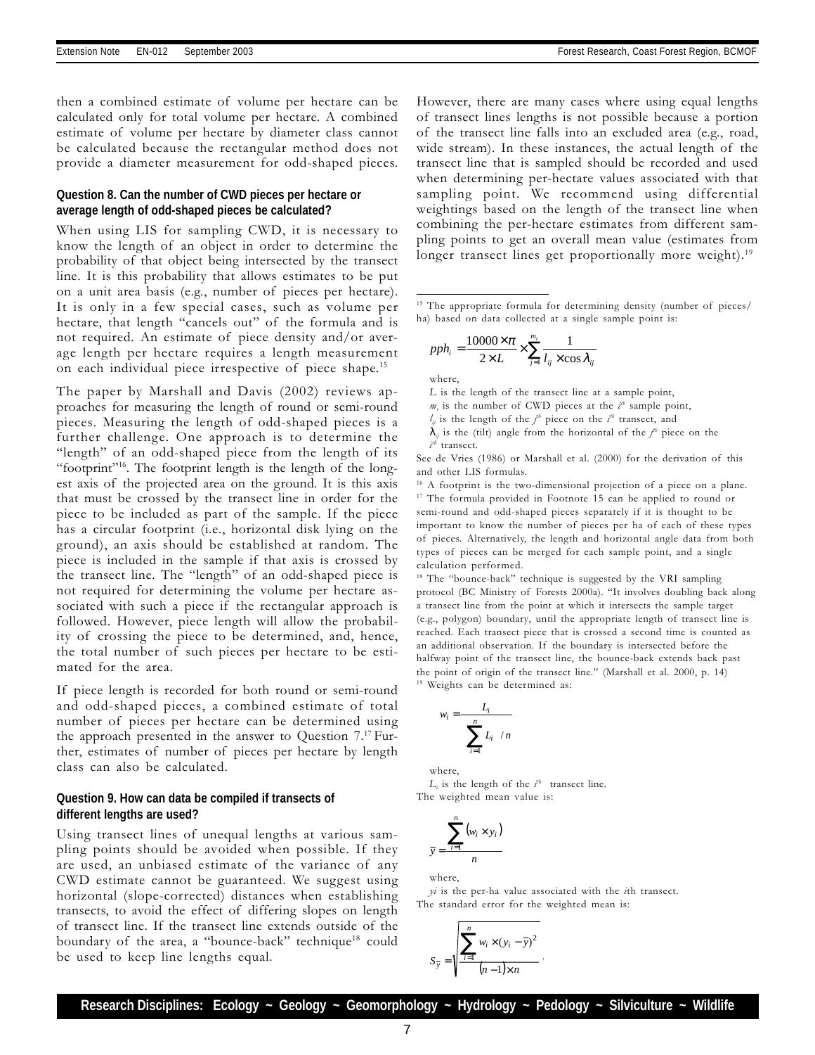then a combined estimate of volume per hectare can be calculated only for total volume per hectare. A combined estimate of volume per hectare by diameter class cannot be calculated because the rectangular method does not provide a diameter measurement for odd-shaped pieces.

#### Question 8. Can the number of CWD pieces per hectare or average length of odd-shaped pieces be calculated?

When using LIS for sampling CWD, it is necessary to know the length of an object in order to determine the probability of that object being intersected by the transect line. It is this probability that allows estimates to be put on a unit area basis (e.g., number of pieces per hectare). It is only in a few special cases, such as volume per hectare, that length "cancels out" of the formula and is not required. An estimate of piece density and/or average length per hectare requires a length measurement on each individual piece irrespective of piece shape.[15]

The paper by Marshall and Davis (2002) reviews approaches for measuring the length of round or semi-round pieces. Measuring the length of odd-shaped pieces is a further challenge. One approach is to determine the "length" of an odd-shaped piece from the length of its "footprint"[16]. The footprint length is the length of the longest axis of the projected area on the ground. It is this axis that must be crossed by the transect line in order for the piece to be included as part of the sample. If the piece has a circular footprint (i.e., horizontal disk lying on the ground), an axis should be established at random. The piece is included in the sample if that axis is crossed by the transect line. The "length" of an odd-shaped piece is not required for determining the volume per hectare associated with such a piece if the rectangular approach is followed. However, piece length will allow the probability of crossing the piece to be determined, and, hence, the total number of such pieces per hectare to be estimated for the area.

If piece length is recorded for both round or semi-round and odd-shaped pieces, a combined estimate of total number of pieces per hectare can be determined using the approach presented in the answer to Question 7.[17] Further, estimates of number of pieces per hectare by length class can also be calculated.

#### Question 9. How can data be compiled if transects of different lengths are used?

Using transect lines of unequal lengths at various sampling points should be avoided when possible. If they are used, an unbiased estimate of the variance of any CWD estimate cannot be guaranteed. We suggest using horizontal (slope-corrected) distances when establishing transects, to avoid the effect of differing slopes on length of transect line. If the transect line extends outside of the boundary of the area, a "bounce-back" technique[18] could be used to keep line lengths equal.

However, there are many cases where using equal lengths of transect lines lengths is not possible because a portion of the transect line falls into an excluded area (e.g., road, wide stream). In these instances, the actual length of the transect line that is sampled should be recorded and used when determining per-hectare values associated with that sampling point. We recommend using differential weightings based on the length of the transect line when combining the per-hectare estimates from different sampling points to get an overall mean value (estimates from longer transect lines get proportionally more weight).[19]

---

[15] The appropriate formula for determining density (number of pieces/ha) based on data collected at a single sample point is:

$$pph_i = \frac{10000 \times \pi}{2 \times L} \times \sum_{j=1}^{m_i} \frac{1}{l_{ij} \times \cos \lambda_{ij}}$$

where,

$L$ is the length of the transect line at a sample point,

$m_i$ is the number of CWD pieces at the $i^{th}$ sample point,

$l_{ij}$ is the length of the $j^{th}$ piece on the $i^{th}$ transect, and

$\lambda_{ij}$ is the (tilt) angle from the horizontal of the $j^{th}$ piece on the $i^{th}$ transect.

See de Vries (1986) or Marshall et al. (2000) for the derivation of this and other LIS formulas.

[16] A footprint is the two-dimensional projection of a piece on a plane.

[17] The formula provided in Footnote 15 can be applied to round or semi-round and odd-shaped pieces separately if it is thought to be important to know the number of pieces per ha of each of these types of pieces. Alternatively, the length and horizontal angle data from both types of pieces can be merged for each sample point, and a single calculation performed.

[18] The "bounce-back" technique is suggested by the VRI sampling protocol (BC Ministry of Forests 2000a). "It involves doubling back along a transect line from the point at which it intersects the sample target (e.g., polygon) boundary, until the appropriate length of transect line is reached. Each transect piece that is crossed a second time is counted as an additional observation. If the boundary is intersected before the halfway point of the transect line, the bounce-back extends back past the point of origin of the transect line." (Marshall et al. 2000, p. 14)

[19] Weights can be determined as:

$$w_i = \frac{L_i}{\sum_{i=1}^{n} L_i \; / n}$$

where,

$L_i$ is the length of the $i^{th}$ transect line.

The weighted mean value is:

$$\bar{y} = \frac{\sum_{i=1}^{n} (w_i \times y_i)}{n}$$

where,

$y_i$ is the per-ha value associated with the $i$th transect.

The standard error for the weighted mean is:

$$S_{\bar{y}} = \sqrt{\frac{\sum_{i=1}^{n} w_i \times (y_i - \bar{y})^2}{(n-1) \times n}}.$$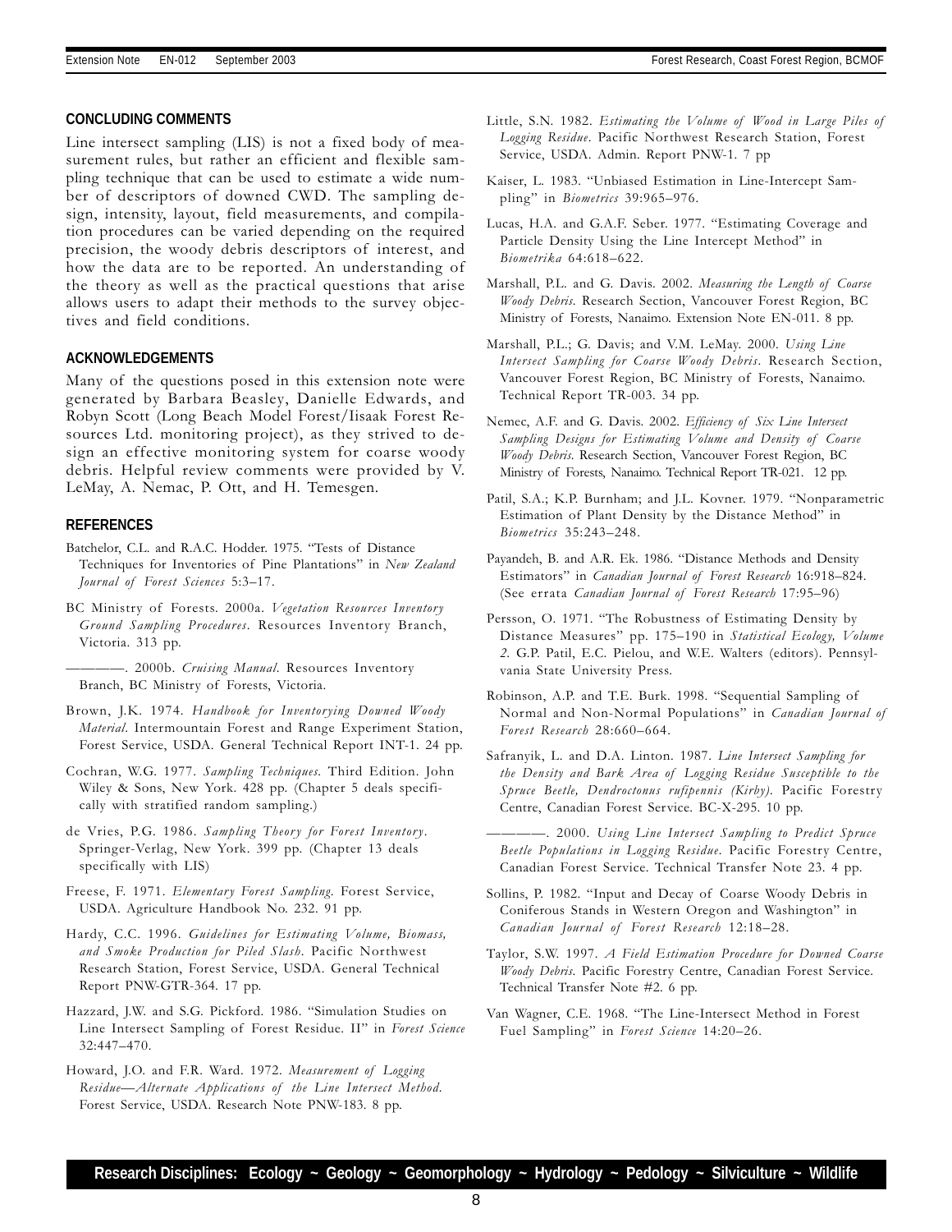## CONCLUDING COMMENTS

Line intersect sampling (LIS) is not a fixed body of measurement rules, but rather an efficient and flexible sampling technique that can be used to estimate a wide number of descriptors of downed CWD. The sampling design, intensity, layout, field measurements, and compilation procedures can be varied depending on the required precision, the woody debris descriptors of interest, and how the data are to be reported. An understanding of the theory as well as the practical questions that arise allows users to adapt their methods to the survey objectives and field conditions.

## ACKNOWLEDGEMENTS

Many of the questions posed in this extension note were generated by Barbara Beasley, Danielle Edwards, and Robyn Scott (Long Beach Model Forest/Iisaak Forest Resources Ltd. monitoring project), as they strived to design an effective monitoring system for coarse woody debris. Helpful review comments were provided by V. LeMay, A. Nemac, P. Ott, and H. Temesgen.

## REFERENCES

Batchelor, C.L. and R.A.C. Hodder. 1975. "Tests of Distance Techniques for Inventories of Pine Plantations" in *New Zealand Journal of Forest Sciences* 5:3–17.

BC Ministry of Forests. 2000a. *Vegetation Resources Inventory Ground Sampling Procedures*. Resources Inventory Branch, Victoria. 313 pp.

————. 2000b. *Cruising Manual*. Resources Inventory Branch, BC Ministry of Forests, Victoria.

Brown, J.K. 1974. *Handbook for Inventorying Downed Woody Material*. Intermountain Forest and Range Experiment Station, Forest Service, USDA. General Technical Report INT-1. 24 pp.

Cochran, W.G. 1977. *Sampling Techniques*. Third Edition. John Wiley & Sons, New York. 428 pp. (Chapter 5 deals specifically with stratified random sampling.)

de Vries, P.G. 1986. *Sampling Theory for Forest Inventory*. Springer-Verlag, New York. 399 pp. (Chapter 13 deals specifically with LIS)

Freese, F. 1971. *Elementary Forest Sampling*. Forest Service, USDA. Agriculture Handbook No. 232. 91 pp.

Hardy, C.C. 1996. *Guidelines for Estimating Volume, Biomass, and Smoke Production for Piled Slash*. Pacific Northwest Research Station, Forest Service, USDA. General Technical Report PNW-GTR-364. 17 pp.

Hazzard, J.W. and S.G. Pickford. 1986. "Simulation Studies on Line Intersect Sampling of Forest Residue. II" in *Forest Science* 32:447–470.

Howard, J.O. and F.R. Ward. 1972. *Measurement of Logging Residue—Alternate Applications of the Line Intersect Method*. Forest Service, USDA. Research Note PNW-183. 8 pp.

Little, S.N. 1982. *Estimating the Volume of Wood in Large Piles of Logging Residue*. Pacific Northwest Research Station, Forest Service, USDA. Admin. Report PNW-1. 7 pp

Kaiser, L. 1983. "Unbiased Estimation in Line-Intercept Sampling" in *Biometrics* 39:965–976.

Lucas, H.A. and G.A.F. Seber. 1977. "Estimating Coverage and Particle Density Using the Line Intercept Method" in *Biometrika* 64:618–622.

Marshall, P.L. and G. Davis. 2002. *Measuring the Length of Coarse Woody Debris*. Research Section, Vancouver Forest Region, BC Ministry of Forests, Nanaimo. Extension Note EN-011. 8 pp.

Marshall, P.L.; G. Davis; and V.M. LeMay. 2000. *Using Line Intersect Sampling for Coarse Woody Debris*. Research Section, Vancouver Forest Region, BC Ministry of Forests, Nanaimo. Technical Report TR-003. 34 pp.

Nemec, A.F. and G. Davis. 2002. *Efficiency of Six Line Intersect Sampling Designs for Estimating Volume and Density of Coarse Woody Debris*. Research Section, Vancouver Forest Region, BC Ministry of Forests, Nanaimo. Technical Report TR-021. 12 pp.

Patil, S.A.; K.P. Burnham; and J.L. Kovner. 1979. "Nonparametric Estimation of Plant Density by the Distance Method" in *Biometrics* 35:243–248.

Payandeh, B. and A.R. Ek. 1986. "Distance Methods and Density Estimators" in *Canadian Journal of Forest Research* 16:918–824. (See errata *Canadian Journal of Forest Research* 17:95–96)

Persson, O. 1971. "The Robustness of Estimating Density by Distance Measures" pp. 175–190 in *Statistical Ecology, Volume 2*. G.P. Patil, E.C. Pielou, and W.E. Walters (editors). Pennsylvania State University Press.

Robinson, A.P. and T.E. Burk. 1998. "Sequential Sampling of Normal and Non-Normal Populations" in *Canadian Journal of Forest Research* 28:660–664.

Safranyik, L. and D.A. Linton. 1987. *Line Intersect Sampling for the Density and Bark Area of Logging Residue Susceptible to the Spruce Beetle, Dendroctonus rufipennis (Kirby)*. Pacific Forestry Centre, Canadian Forest Service. BC-X-295. 10 pp.

————. 2000. *Using Line Intersect Sampling to Predict Spruce Beetle Populations in Logging Residue*. Pacific Forestry Centre, Canadian Forest Service. Technical Transfer Note 23. 4 pp.

Sollins, P. 1982. "Input and Decay of Coarse Woody Debris in Coniferous Stands in Western Oregon and Washington" in *Canadian Journal of Forest Research* 12:18–28.

Taylor, S.W. 1997. *A Field Estimation Procedure for Downed Coarse Woody Debris*. Pacific Forestry Centre, Canadian Forest Service. Technical Transfer Note #2. 6 pp.

Van Wagner, C.E. 1968. "The Line-Intersect Method in Forest Fuel Sampling" in *Forest Science* 14:20–26.

**Research Disciplines: Ecology ~ Geology ~ Geomorphology ~ Hydrology ~ Pedology ~ Silviculture ~ Wildlife**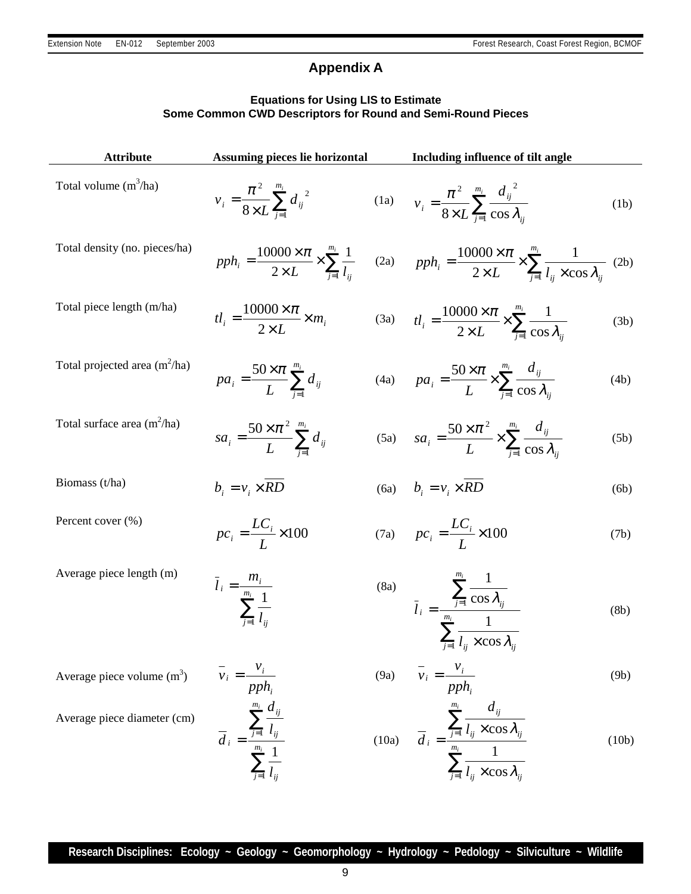## Appendix A

### Equations for Using LIS to Estimate Some Common CWD Descriptors for Round and Semi-Round Pieces

| Attribute | Assuming pieces lie horizontal | | Including influence of tilt angle | |
|---|---|---|---|---|
| Total volume (m$^3$/ha) | $v_i = \frac{\pi^2}{8 \times L} \sum_{j=1}^{m_i} d_{ij}^{\ 2}$ | (1a) | $v_i = \frac{\pi^2}{8 \times L} \sum_{j=1}^{m_i} \frac{d_{ij}^{\ 2}}{\cos \lambda_{ij}}$ | (1b) |
| Total density (no. pieces/ha) | $pph_i = \frac{10000 \times \pi}{2 \times L} \times \sum_{j=1}^{m_i} \frac{1}{l_{ij}}$ | (2a) | $pph_i = \frac{10000 \times \pi}{2 \times L} \times \sum_{j=1}^{m_i} \frac{1}{l_{ij} \times \cos \lambda_{ij}}$ | (2b) |
| Total piece length (m/ha) | $tl_i = \frac{10000 \times \pi}{2 \times L} \times m_i$ | (3a) | $tl_i = \frac{10000 \times \pi}{2 \times L} \times \sum_{j=1}^{m_i} \frac{1}{\cos \lambda_{ij}}$ | (3b) |
| Total projected area (m$^2$/ha) | $pa_i = \frac{50 \times \pi}{L} \sum_{j=1}^{m_i} d_{ij}$ | (4a) | $pa_i = \frac{50 \times \pi}{L} \times \sum_{j=1}^{m_i} \frac{d_{ij}}{\cos \lambda_{ij}}$ | (4b) |
| Total surface area (m$^2$/ha) | $sa_i = \frac{50 \times \pi^2}{L} \sum_{j=1}^{m_i} d_{ij}$ | (5a) | $sa_i = \frac{50 \times \pi^2}{L} \times \sum_{j=1}^{m_i} \frac{d_{ij}}{\cos \lambda_{ij}}$ | (5b) |
| Biomass (t/ha) | $b_i = v_i \times \overline{RD}$ | (6a) | $b_i = v_i \times \overline{RD}$ | (6b) |
| Percent cover (%) | $pc_i = \frac{LC_i}{L} \times 100$ | (7a) | $pc_i = \frac{LC_i}{L} \times 100$ | (7b) |
| Average piece length (m) | $\bar{l}_i = \frac{m_i}{\sum_{j=1}^{m_i} \frac{1}{l_{ij}}}$ | (8a) | $\bar{l}_i = \frac{\sum_{j=1}^{m_i} \frac{1}{\cos \lambda_{ij}}}{\sum_{j=1}^{m_i} \frac{1}{l_{ij} \times \cos \lambda_{ij}}}$ | (8b) |
| Average piece volume (m$^3$) | $\bar{v}_i = \frac{v_i}{pph_i}$ | (9a) | $\bar{v}_i = \frac{v_i}{pph_i}$ | (9b) |
| Average piece diameter (cm) | $\bar{d}_i = \frac{\sum_{j=1}^{m_i} \frac{d_{ij}}{l_{ij}}}{\sum_{j=1}^{m_i} \frac{1}{l_{ij}}}$ | (10a) | $\bar{d}_i = \frac{\sum_{j=1}^{m_i} \frac{d_{ij}}{l_{ij} \times \cos \lambda_{ij}}}{\sum_{j=1}^{m_i} \frac{1}{l_{ij} \times \cos \lambda_{ij}}}$ | (10b) |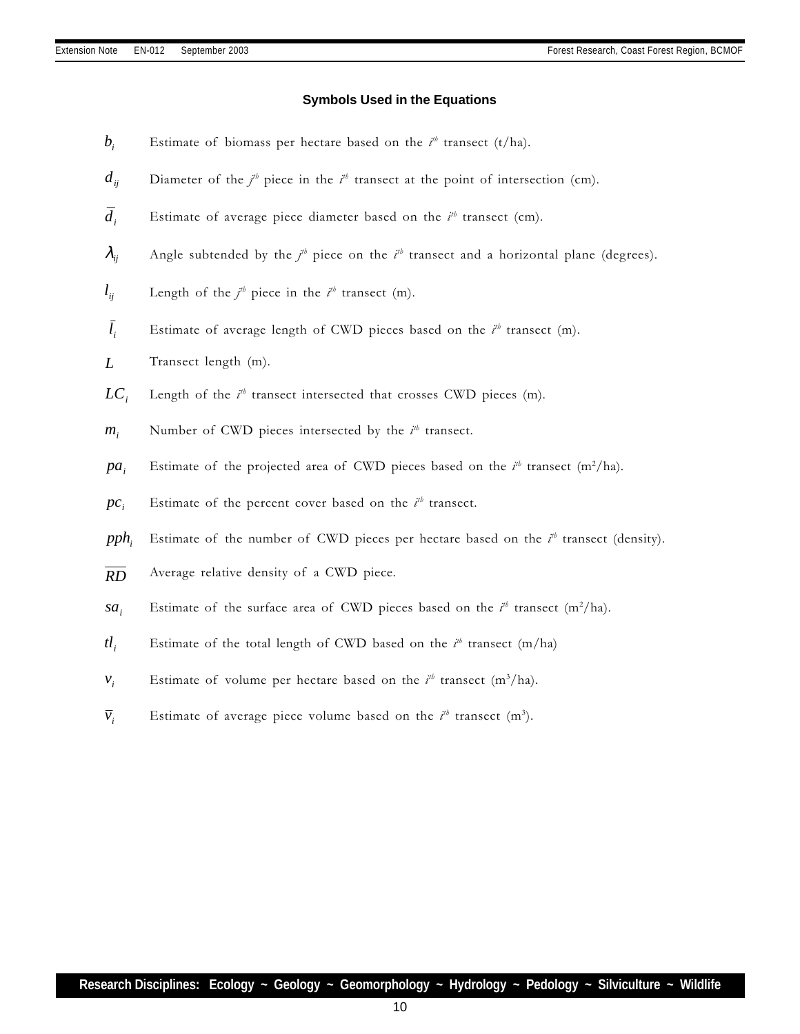### Symbols Used in the Equations

$b_i$ Estimate of biomass per hectare based on the $i^{th}$ transect (t/ha).

$d_{ij}$ Diameter of the $j^{th}$ piece in the $i^{th}$ transect at the point of intersection (cm).

$\bar{d}_i$ Estimate of average piece diameter based on the $i^{th}$ transect (cm).

$\lambda_{ij}$ Angle subtended by the $j^{th}$ piece on the $i^{th}$ transect and a horizontal plane (degrees).

$l_{ij}$ Length of the $j^{th}$ piece in the $i^{th}$ transect (m).

$\bar{l}_i$ Estimate of average length of CWD pieces based on the $i^{th}$ transect (m).

$L$ Transect length (m).

$LC_i$ Length of the $i^{th}$ transect intersected that crosses CWD pieces (m).

$m_i$ Number of CWD pieces intersected by the $i^{th}$ transect.

$pa_i$ Estimate of the projected area of CWD pieces based on the $i^{th}$ transect ($m^2$/ha).

$pc_i$ Estimate of the percent cover based on the $i^{th}$ transect.

$pph_i$ Estimate of the number of CWD pieces per hectare based on the $i^{th}$ transect (density).

$\overline{RD}$ Average relative density of a CWD piece.

$sa_i$ Estimate of the surface area of CWD pieces based on the $i^{th}$ transect ($m^2$/ha).

$tl_i$ Estimate of the total length of CWD based on the $i^{th}$ transect (m/ha)

$v_i$ Estimate of volume per hectare based on the $i^{th}$ transect ($m^3$/ha).

$\bar{v}_i$ Estimate of average piece volume based on the $i^{th}$ transect ($m^3$).

**Research Disciplines: Ecology ~ Geology ~ Geomorphology ~ Hydrology ~ Pedology ~ Silviculture ~ Wildlife**